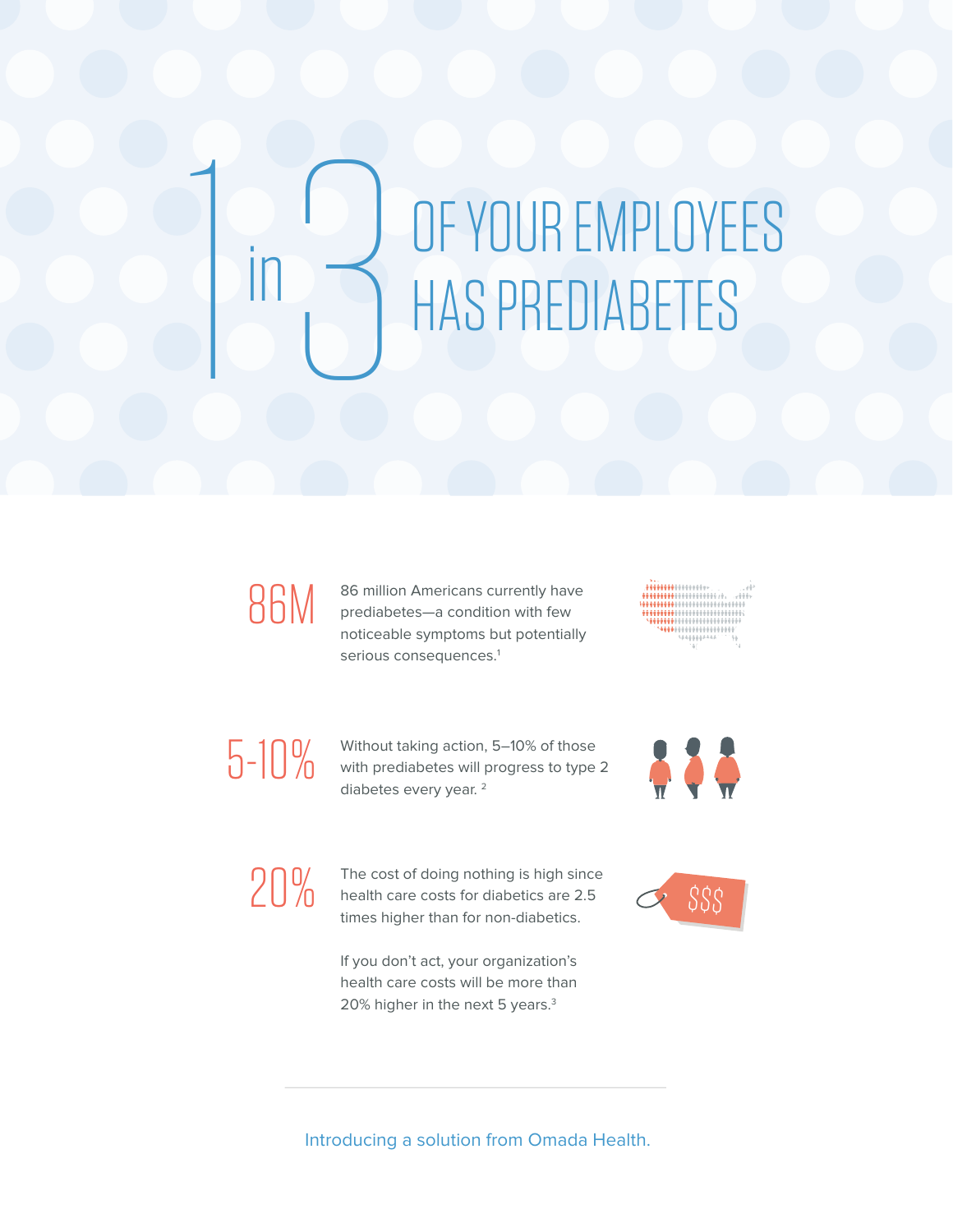# 1 in 3 OF YOUR EMPLOYEES HAS PREDIABETES

**86M**

86 million Americans currently have prediabetes—a condition with few noticeable symptoms but potentially serious consequences.[1]

**5-10%**

Without taking action, 5–10% of those with prediabetes will progress to type 2 diabetes every year. [2]

**20%**

The cost of doing nothing is high since health care costs for diabetics are 2.5 times higher than for non-diabetics.

If you don't act, your organization's health care costs will be more than 20% higher in the next 5 years.[3]

---

Introducing a solution from Omada Health.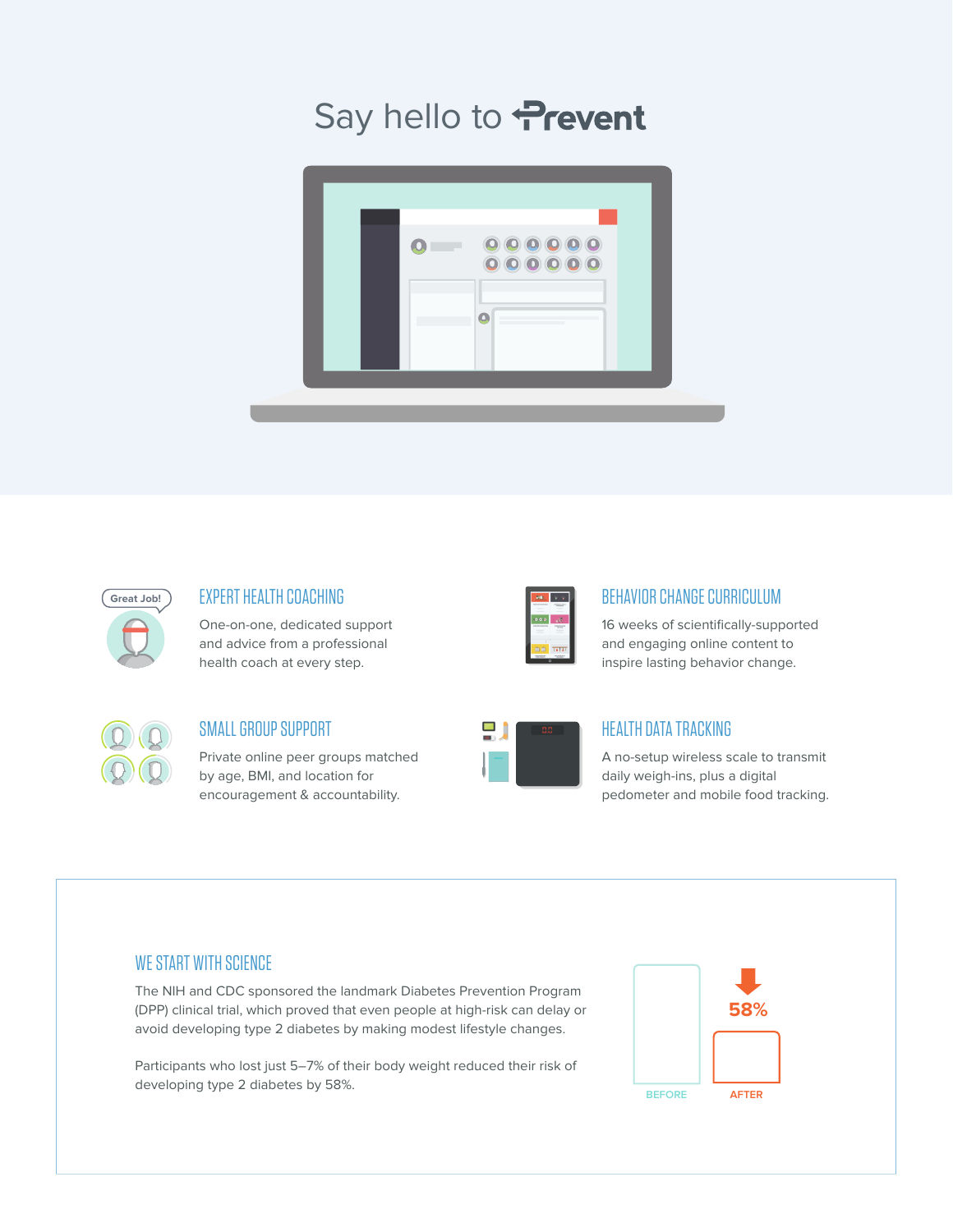# Say hello to Prevent

### EXPERT HEALTH COACHING

One-on-one, dedicated support and advice from a professional health coach at every step.

### BEHAVIOR CHANGE CURRICULUM

16 weeks of scientifically-supported and engaging online content to inspire lasting behavior change.

### SMALL GROUP SUPPORT

Private online peer groups matched by age, BMI, and location for encouragement & accountability.

### HEALTH DATA TRACKING

A no-setup wireless scale to transmit daily weigh-ins, plus a digital pedometer and mobile food tracking.

### WE START WITH SCIENCE

The NIH and CDC sponsored the landmark Diabetes Prevention Program (DPP) clinical trial, which proved that even people at high-risk can delay or avoid developing type 2 diabetes by making modest lifestyle changes.

Participants who lost just 5–7% of their body weight reduced their risk of developing type 2 diabetes by 58%.

58%

BEFORE AFTER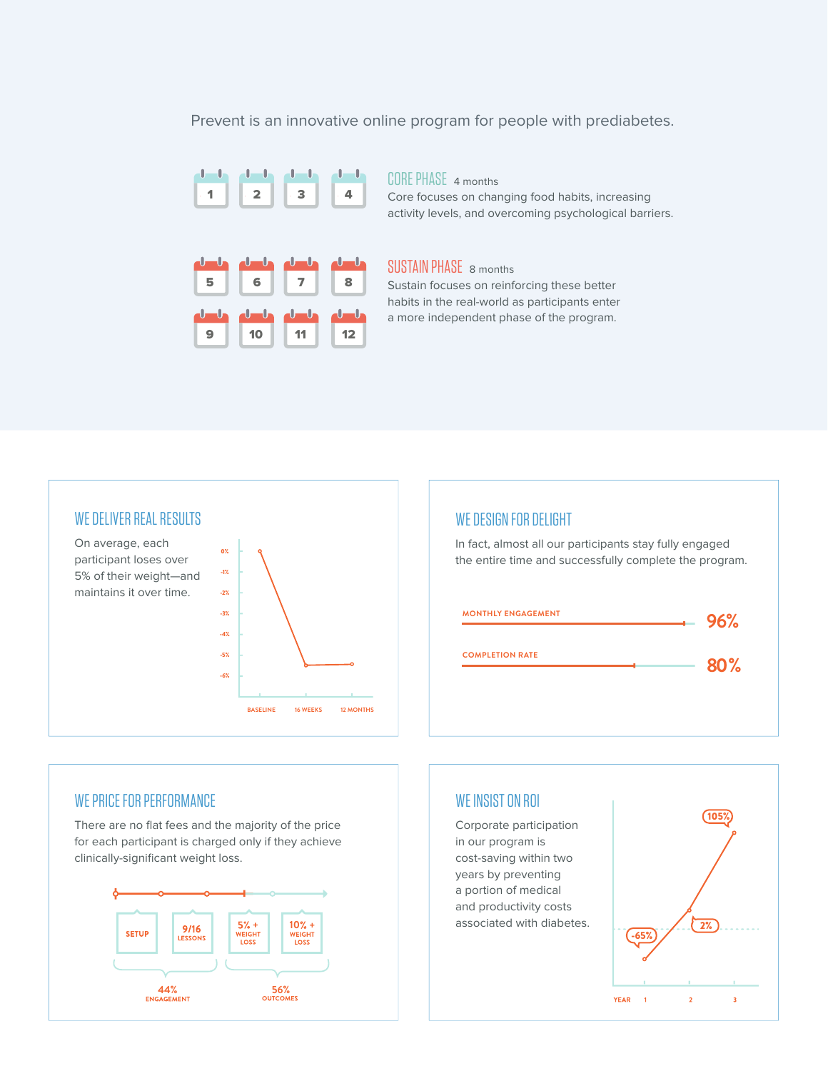Prevent is an innovative online program for people with prediabetes.

1 2 3 4

## CORE PHASE 4 months

Core focuses on changing food habits, increasing activity levels, and overcoming psychological barriers.

5 6 7 8
9 10 11 12

## SUSTAIN PHASE 8 months

Sustain focuses on reinforcing these better habits in the real-world as participants enter a more independent phase of the program.

## WE DELIVER REAL RESULTS

On average, each participant loses over 5% of their weight—and maintains it over time.

0%
-1%
-2%
-3%
-4%
-5%
-6%

BASELINE 16 WEEKS 12 MONTHS

## WE DESIGN FOR DELIGHT

In fact, almost all our participants stay fully engaged the entire time and successfully complete the program.

MONTHLY ENGAGEMENT 96%

COMPLETION RATE 80%

## WE PRICE FOR PERFORMANCE

There are no flat fees and the majority of the price for each participant is charged only if they achieve clinically-significant weight loss.

SETUP | 9/16 LESSONS | 5% + WEIGHT LOSS | 10% + WEIGHT LOSS

44% ENGAGEMENT

56% OUTCOMES

## WE INSIST ON ROI

Corporate participation in our program is cost-saving within two years by preventing a portion of medical and productivity costs associated with diabetes.

-65% 2% 105%

YEAR 1 2 3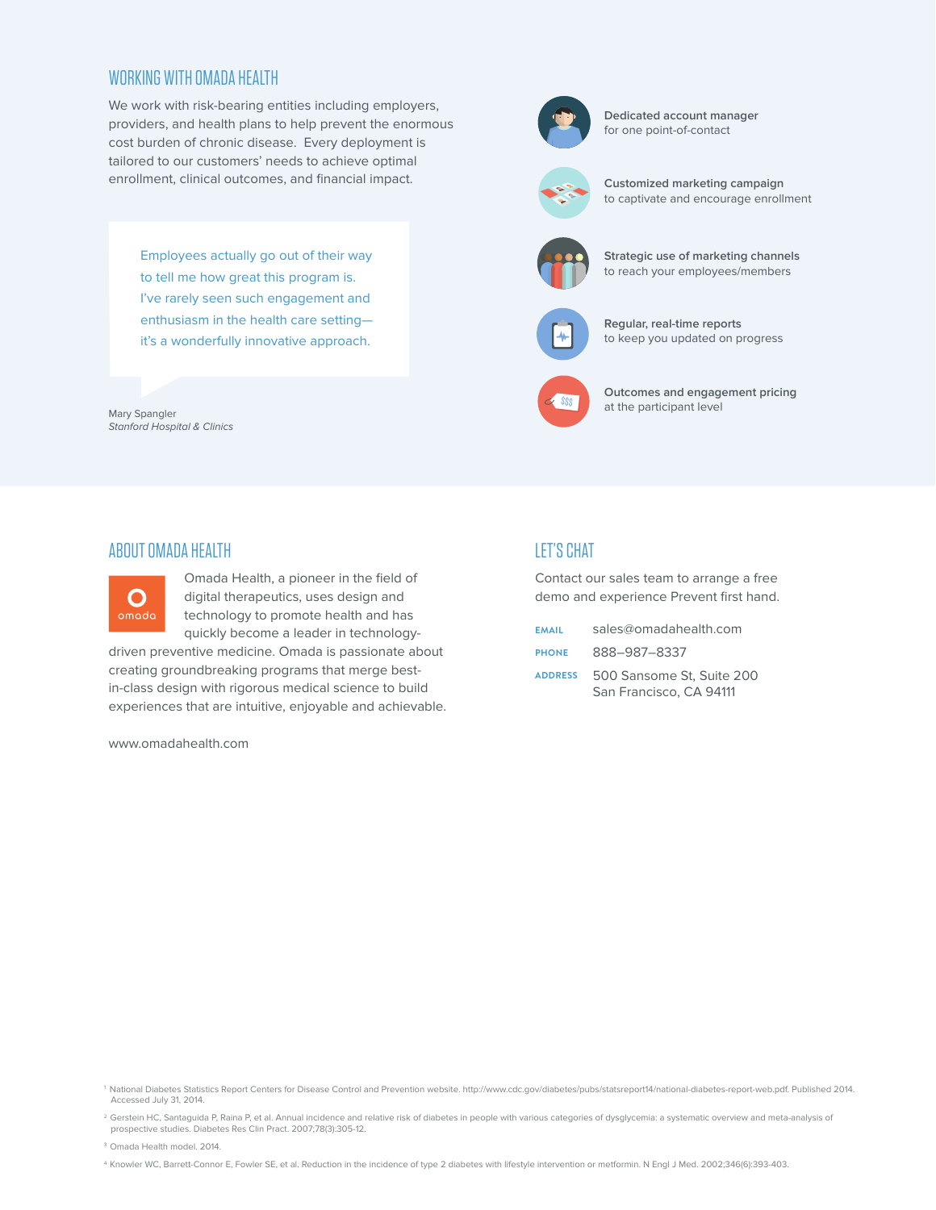## WORKING WITH OMADA HEALTH

We work with risk-bearing entities including employers, providers, and health plans to help prevent the enormous cost burden of chronic disease. Every deployment is tailored to our customers' needs to achieve optimal enrollment, clinical outcomes, and financial impact.

> Employees actually go out of their way to tell me how great this program is. I've rarely seen such engagement and enthusiasm in the health care setting—it's a wonderfully innovative approach.

Mary Spangler
*Stanford Hospital & Clinics*

**Dedicated account manager**
for one point-of-contact

**Customized marketing campaign**
to captivate and encourage enrollment

**Strategic use of marketing channels**
to reach your employees/members

**Regular, real-time reports**
to keep you updated on progress

**Outcomes and engagement pricing**
at the participant level

## ABOUT OMADA HEALTH

Omada Health, a pioneer in the field of digital therapeutics, uses design and technology to promote health and has quickly become a leader in technology-driven preventive medicine. Omada is passionate about creating groundbreaking programs that merge best-in-class design with rigorous medical science to build experiences that are intuitive, enjoyable and achievable.

www.omadahealth.com

## LET'S CHAT

Contact our sales team to arrange a free demo and experience Prevent first hand.

**EMAIL** sales@omadahealth.com

**PHONE** 888–987–8337

**ADDRESS** 500 Sansome St, Suite 200
San Francisco, CA 94111

[1] National Diabetes Statistics Report Centers for Disease Control and Prevention website. http://www.cdc.gov/diabetes/pubs/statsreport14/national-diabetes-report-web.pdf. Published 2014. Accessed July 31, 2014.

[2] Gerstein HC, Santaguida P, Raina P, et al. Annual incidence and relative risk of diabetes in people with various categories of dysglycemia: a systematic overview and meta-analysis of prospective studies. Diabetes Res Clin Pract. 2007;78(3):305-12.

[3] Omada Health model. 2014.

[4] Knowler WC, Barrett-Connor E, Fowler SE, et al. Reduction in the incidence of type 2 diabetes with lifestyle intervention or metformin. N Engl J Med. 2002;346(6):393-403.